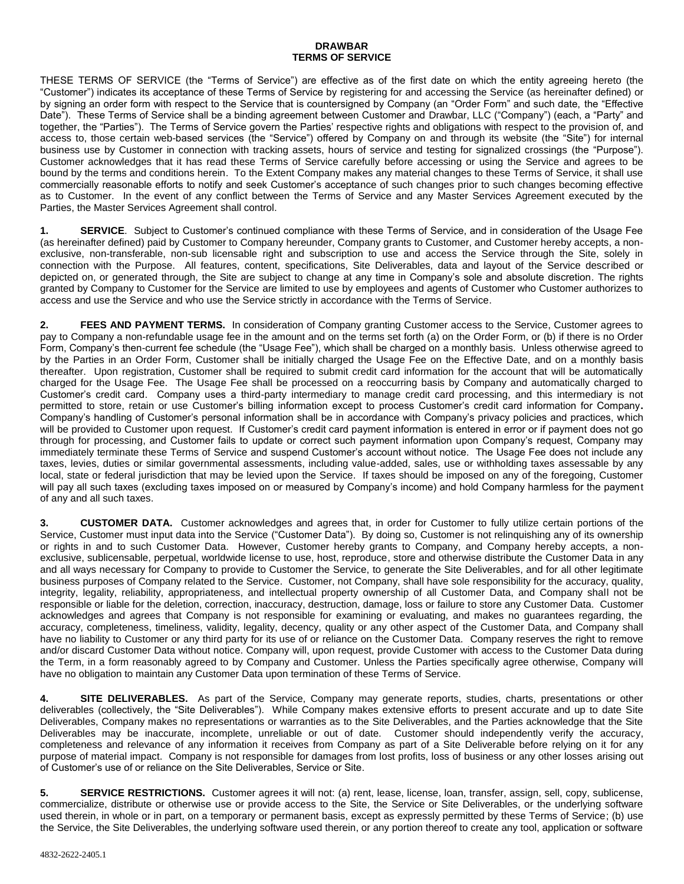**DRAWBAR**
**TERMS OF SERVICE**

THESE TERMS OF SERVICE (the "Terms of Service") are effective as of the first date on which the entity agreeing hereto (the "Customer") indicates its acceptance of these Terms of Service by registering for and accessing the Service (as hereinafter defined) or by signing an order form with respect to the Service that is countersigned by Company (an "Order Form" and such date, the "Effective Date"). These Terms of Service shall be a binding agreement between Customer and Drawbar, LLC ("Company") (each, a "Party" and together, the "Parties"). The Terms of Service govern the Parties' respective rights and obligations with respect to the provision of, and access to, those certain web-based services (the "Service") offered by Company on and through its website (the "Site") for internal business use by Customer in connection with tracking assets, hours of service and testing for signalized crossings (the "Purpose"). Customer acknowledges that it has read these Terms of Service carefully before accessing or using the Service and agrees to be bound by the terms and conditions herein. To the Extent Company makes any material changes to these Terms of Service, it shall use commercially reasonable efforts to notify and seek Customer's acceptance of such changes prior to such changes becoming effective as to Customer. In the event of any conflict between the Terms of Service and any Master Services Agreement executed by the Parties, the Master Services Agreement shall control.

**1. SERVICE**. Subject to Customer's continued compliance with these Terms of Service, and in consideration of the Usage Fee (as hereinafter defined) paid by Customer to Company hereunder, Company grants to Customer, and Customer hereby accepts, a non-exclusive, non-transferable, non-sub licensable right and subscription to use and access the Service through the Site, solely in connection with the Purpose. All features, content, specifications, Site Deliverables, data and layout of the Service described or depicted on, or generated through, the Site are subject to change at any time in Company's sole and absolute discretion. The rights granted by Company to Customer for the Service are limited to use by employees and agents of Customer who Customer authorizes to access and use the Service and who use the Service strictly in accordance with the Terms of Service.

**2. FEES AND PAYMENT TERMS.** In consideration of Company granting Customer access to the Service, Customer agrees to pay to Company a non-refundable usage fee in the amount and on the terms set forth (a) on the Order Form, or (b) if there is no Order Form, Company's then-current fee schedule (the "Usage Fee"), which shall be charged on a monthly basis. Unless otherwise agreed to by the Parties in an Order Form, Customer shall be initially charged the Usage Fee on the Effective Date, and on a monthly basis thereafter. Upon registration, Customer shall be required to submit credit card information for the account that will be automatically charged for the Usage Fee. The Usage Fee shall be processed on a reoccurring basis by Company and automatically charged to Customer's credit card. Company uses a third-party intermediary to manage credit card processing, and this intermediary is not permitted to store, retain or use Customer's billing information except to process Customer's credit card information for Company**.** Company's handling of Customer's personal information shall be in accordance with Company's privacy policies and practices, which will be provided to Customer upon request. If Customer's credit card payment information is entered in error or if payment does not go through for processing, and Customer fails to update or correct such payment information upon Company's request, Company may immediately terminate these Terms of Service and suspend Customer's account without notice. The Usage Fee does not include any taxes, levies, duties or similar governmental assessments, including value-added, sales, use or withholding taxes assessable by any local, state or federal jurisdiction that may be levied upon the Service. If taxes should be imposed on any of the foregoing, Customer will pay all such taxes (excluding taxes imposed on or measured by Company's income) and hold Company harmless for the payment of any and all such taxes.

**3. CUSTOMER DATA.** Customer acknowledges and agrees that, in order for Customer to fully utilize certain portions of the Service, Customer must input data into the Service ("Customer Data"). By doing so, Customer is not relinquishing any of its ownership or rights in and to such Customer Data. However, Customer hereby grants to Company, and Company hereby accepts, a non-exclusive, sublicensable, perpetual, worldwide license to use, host, reproduce, store and otherwise distribute the Customer Data in any and all ways necessary for Company to provide to Customer the Service, to generate the Site Deliverables, and for all other legitimate business purposes of Company related to the Service. Customer, not Company, shall have sole responsibility for the accuracy, quality, integrity, legality, reliability, appropriateness, and intellectual property ownership of all Customer Data, and Company shall not be responsible or liable for the deletion, correction, inaccuracy, destruction, damage, loss or failure to store any Customer Data. Customer acknowledges and agrees that Company is not responsible for examining or evaluating, and makes no guarantees regarding, the accuracy, completeness, timeliness, validity, legality, decency, quality or any other aspect of the Customer Data, and Company shall have no liability to Customer or any third party for its use of or reliance on the Customer Data. Company reserves the right to remove and/or discard Customer Data without notice. Company will, upon request, provide Customer with access to the Customer Data during the Term, in a form reasonably agreed to by Company and Customer. Unless the Parties specifically agree otherwise, Company will have no obligation to maintain any Customer Data upon termination of these Terms of Service.

**4. SITE DELIVERABLES.** As part of the Service, Company may generate reports, studies, charts, presentations or other deliverables (collectively, the "Site Deliverables"). While Company makes extensive efforts to present accurate and up to date Site Deliverables, Company makes no representations or warranties as to the Site Deliverables, and the Parties acknowledge that the Site Deliverables may be inaccurate, incomplete, unreliable or out of date. Customer should independently verify the accuracy, completeness and relevance of any information it receives from Company as part of a Site Deliverable before relying on it for any purpose of material impact. Company is not responsible for damages from lost profits, loss of business or any other losses arising out of Customer's use of or reliance on the Site Deliverables, Service or Site.

**5. SERVICE RESTRICTIONS.** Customer agrees it will not: (a) rent, lease, license, loan, transfer, assign, sell, copy, sublicense, commercialize, distribute or otherwise use or provide access to the Site, the Service or Site Deliverables, or the underlying software used therein, in whole or in part, on a temporary or permanent basis, except as expressly permitted by these Terms of Service; (b) use the Service, the Site Deliverables, the underlying software used therein, or any portion thereof to create any tool, application or software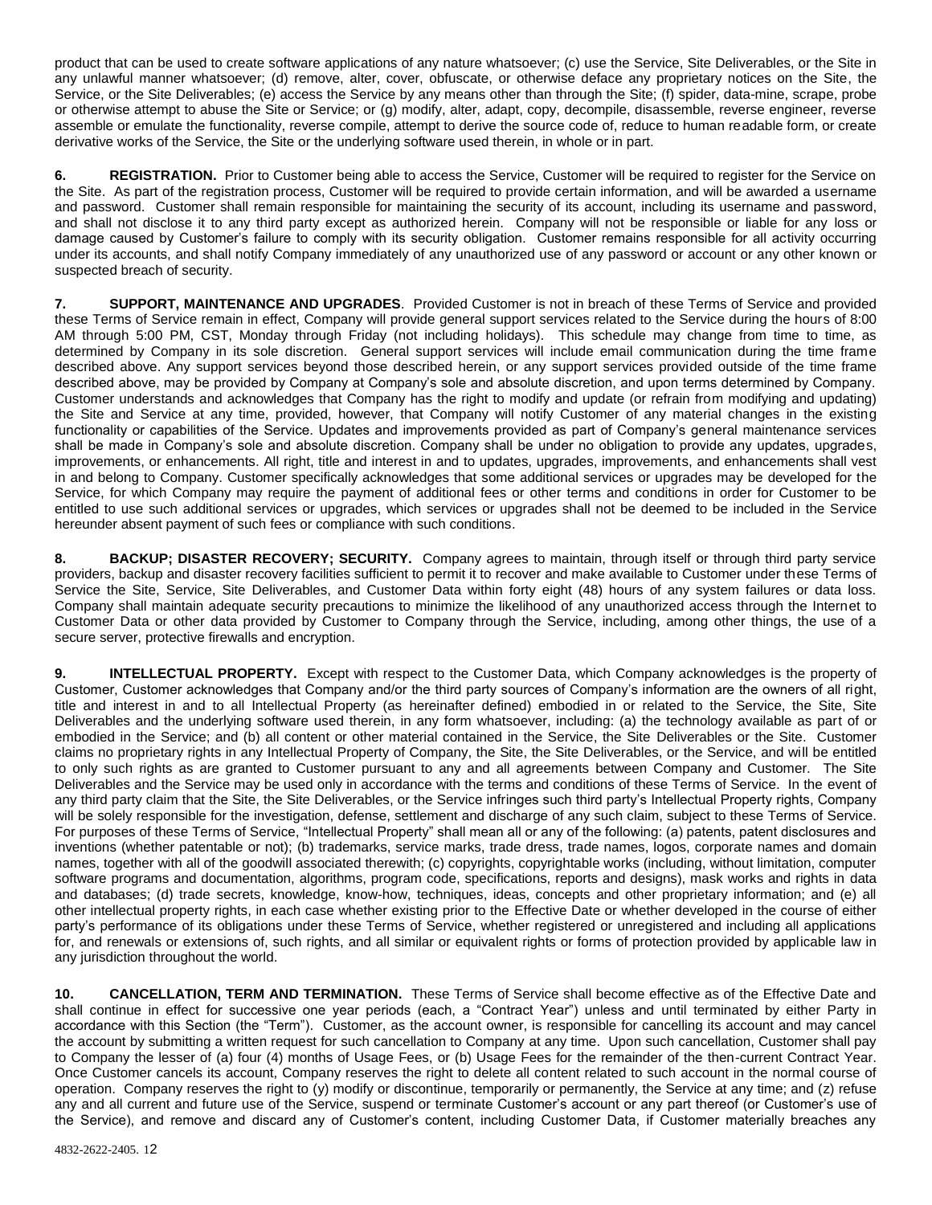product that can be used to create software applications of any nature whatsoever; (c) use the Service, Site Deliverables, or the Site in any unlawful manner whatsoever; (d) remove, alter, cover, obfuscate, or otherwise deface any proprietary notices on the Site, the Service, or the Site Deliverables; (e) access the Service by any means other than through the Site; (f) spider, data-mine, scrape, probe or otherwise attempt to abuse the Site or Service; or (g) modify, alter, adapt, copy, decompile, disassemble, reverse engineer, reverse assemble or emulate the functionality, reverse compile, attempt to derive the source code of, reduce to human readable form, or create derivative works of the Service, the Site or the underlying software used therein, in whole or in part.

**6. REGISTRATION.** Prior to Customer being able to access the Service, Customer will be required to register for the Service on the Site. As part of the registration process, Customer will be required to provide certain information, and will be awarded a username and password. Customer shall remain responsible for maintaining the security of its account, including its username and password, and shall not disclose it to any third party except as authorized herein. Company will not be responsible or liable for any loss or damage caused by Customer's failure to comply with its security obligation. Customer remains responsible for all activity occurring under its accounts, and shall notify Company immediately of any unauthorized use of any password or account or any other known or suspected breach of security.

**7. SUPPORT, MAINTENANCE AND UPGRADES**. Provided Customer is not in breach of these Terms of Service and provided these Terms of Service remain in effect, Company will provide general support services related to the Service during the hours of 8:00 AM through 5:00 PM, CST, Monday through Friday (not including holidays). This schedule may change from time to time, as determined by Company in its sole discretion. General support services will include email communication during the time frame described above. Any support services beyond those described herein, or any support services provided outside of the time frame described above, may be provided by Company at Company's sole and absolute discretion, and upon terms determined by Company. Customer understands and acknowledges that Company has the right to modify and update (or refrain from modifying and updating) the Site and Service at any time, provided, however, that Company will notify Customer of any material changes in the existing functionality or capabilities of the Service. Updates and improvements provided as part of Company's general maintenance services shall be made in Company's sole and absolute discretion. Company shall be under no obligation to provide any updates, upgrades, improvements, or enhancements. All right, title and interest in and to updates, upgrades, improvements, and enhancements shall vest in and belong to Company. Customer specifically acknowledges that some additional services or upgrades may be developed for the Service, for which Company may require the payment of additional fees or other terms and conditions in order for Customer to be entitled to use such additional services or upgrades, which services or upgrades shall not be deemed to be included in the Service hereunder absent payment of such fees or compliance with such conditions.

**8. BACKUP; DISASTER RECOVERY; SECURITY.** Company agrees to maintain, through itself or through third party service providers, backup and disaster recovery facilities sufficient to permit it to recover and make available to Customer under these Terms of Service the Site, Service, Site Deliverables, and Customer Data within forty eight (48) hours of any system failures or data loss. Company shall maintain adequate security precautions to minimize the likelihood of any unauthorized access through the Internet to Customer Data or other data provided by Customer to Company through the Service, including, among other things, the use of a secure server, protective firewalls and encryption.

**9. INTELLECTUAL PROPERTY.** Except with respect to the Customer Data, which Company acknowledges is the property of Customer, Customer acknowledges that Company and/or the third party sources of Company's information are the owners of all right, title and interest in and to all Intellectual Property (as hereinafter defined) embodied in or related to the Service, the Site, Site Deliverables and the underlying software used therein, in any form whatsoever, including: (a) the technology available as part of or embodied in the Service; and (b) all content or other material contained in the Service, the Site Deliverables or the Site. Customer claims no proprietary rights in any Intellectual Property of Company, the Site, the Site Deliverables, or the Service, and will be entitled to only such rights as are granted to Customer pursuant to any and all agreements between Company and Customer. The Site Deliverables and the Service may be used only in accordance with the terms and conditions of these Terms of Service. In the event of any third party claim that the Site, the Site Deliverables, or the Service infringes such third party's Intellectual Property rights, Company will be solely responsible for the investigation, defense, settlement and discharge of any such claim, subject to these Terms of Service. For purposes of these Terms of Service, "Intellectual Property" shall mean all or any of the following: (a) patents, patent disclosures and inventions (whether patentable or not); (b) trademarks, service marks, trade dress, trade names, logos, corporate names and domain names, together with all of the goodwill associated therewith; (c) copyrights, copyrightable works (including, without limitation, computer software programs and documentation, algorithms, program code, specifications, reports and designs), mask works and rights in data and databases; (d) trade secrets, knowledge, know-how, techniques, ideas, concepts and other proprietary information; and (e) all other intellectual property rights, in each case whether existing prior to the Effective Date or whether developed in the course of either party's performance of its obligations under these Terms of Service, whether registered or unregistered and including all applications for, and renewals or extensions of, such rights, and all similar or equivalent rights or forms of protection provided by applicable law in any jurisdiction throughout the world.

**10. CANCELLATION, TERM AND TERMINATION.** These Terms of Service shall become effective as of the Effective Date and shall continue in effect for successive one year periods (each, a "Contract Year") unless and until terminated by either Party in accordance with this Section (the "Term"). Customer, as the account owner, is responsible for cancelling its account and may cancel the account by submitting a written request for such cancellation to Company at any time. Upon such cancellation, Customer shall pay to Company the lesser of (a) four (4) months of Usage Fees, or (b) Usage Fees for the remainder of the then-current Contract Year. Once Customer cancels its account, Company reserves the right to delete all content related to such account in the normal course of operation. Company reserves the right to (y) modify or discontinue, temporarily or permanently, the Service at any time; and (z) refuse any and all current and future use of the Service, suspend or terminate Customer's account or any part thereof (or Customer's use of the Service), and remove and discard any of Customer's content, including Customer Data, if Customer materially breaches any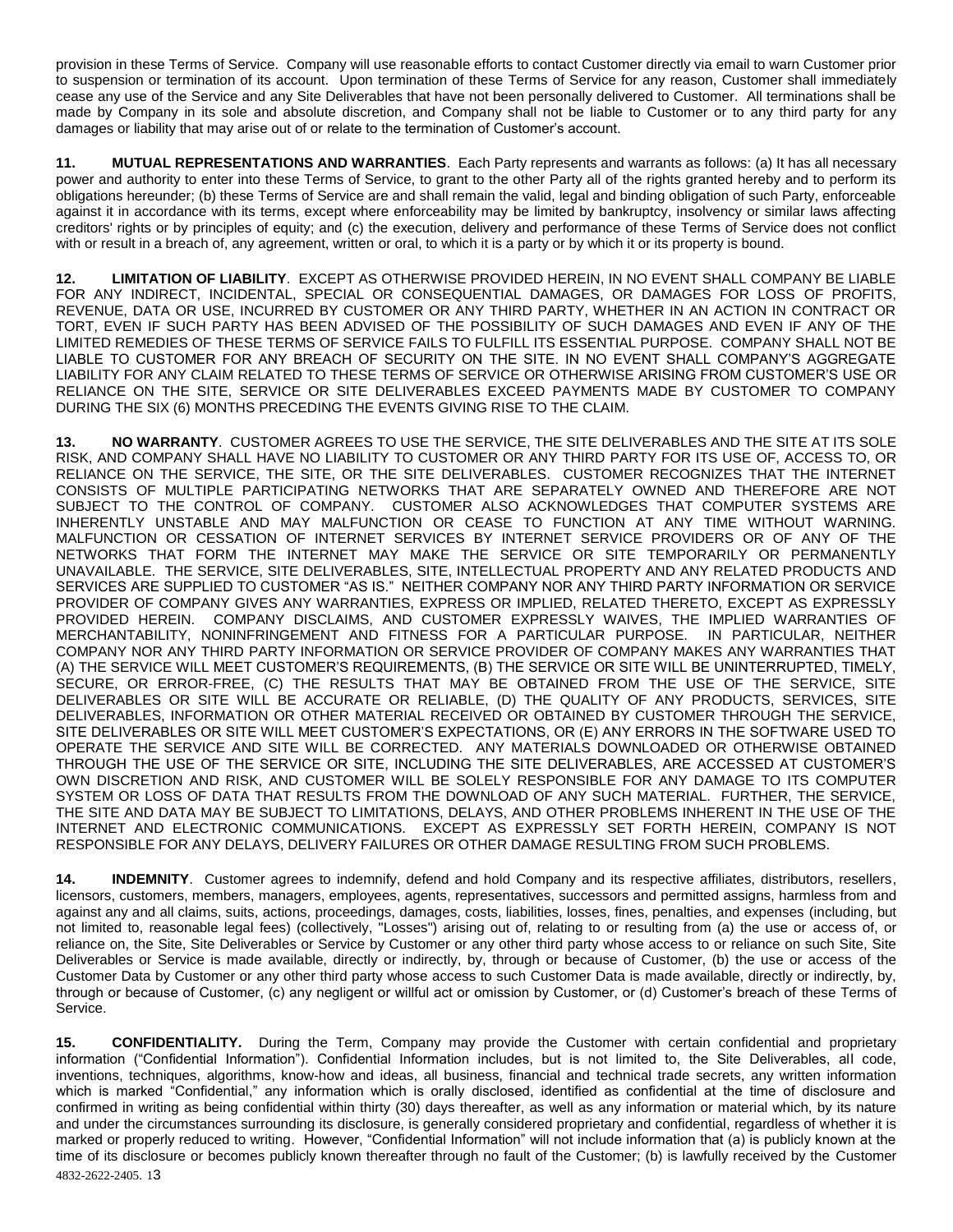provision in these Terms of Service. Company will use reasonable efforts to contact Customer directly via email to warn Customer prior to suspension or termination of its account. Upon termination of these Terms of Service for any reason, Customer shall immediately cease any use of the Service and any Site Deliverables that have not been personally delivered to Customer. All terminations shall be made by Company in its sole and absolute discretion, and Company shall not be liable to Customer or to any third party for any damages or liability that may arise out of or relate to the termination of Customer's account.

**11. MUTUAL REPRESENTATIONS AND WARRANTIES**. Each Party represents and warrants as follows: (a) It has all necessary power and authority to enter into these Terms of Service, to grant to the other Party all of the rights granted hereby and to perform its obligations hereunder; (b) these Terms of Service are and shall remain the valid, legal and binding obligation of such Party, enforceable against it in accordance with its terms, except where enforceability may be limited by bankruptcy, insolvency or similar laws affecting creditors' rights or by principles of equity; and (c) the execution, delivery and performance of these Terms of Service does not conflict with or result in a breach of, any agreement, written or oral, to which it is a party or by which it or its property is bound.

**12. LIMITATION OF LIABILITY**. EXCEPT AS OTHERWISE PROVIDED HEREIN, IN NO EVENT SHALL COMPANY BE LIABLE FOR ANY INDIRECT, INCIDENTAL, SPECIAL OR CONSEQUENTIAL DAMAGES, OR DAMAGES FOR LOSS OF PROFITS, REVENUE, DATA OR USE, INCURRED BY CUSTOMER OR ANY THIRD PARTY, WHETHER IN AN ACTION IN CONTRACT OR TORT, EVEN IF SUCH PARTY HAS BEEN ADVISED OF THE POSSIBILITY OF SUCH DAMAGES AND EVEN IF ANY OF THE LIMITED REMEDIES OF THESE TERMS OF SERVICE FAILS TO FULFILL ITS ESSENTIAL PURPOSE. COMPANY SHALL NOT BE LIABLE TO CUSTOMER FOR ANY BREACH OF SECURITY ON THE SITE. IN NO EVENT SHALL COMPANY'S AGGREGATE LIABILITY FOR ANY CLAIM RELATED TO THESE TERMS OF SERVICE OR OTHERWISE ARISING FROM CUSTOMER'S USE OR RELIANCE ON THE SITE, SERVICE OR SITE DELIVERABLES EXCEED PAYMENTS MADE BY CUSTOMER TO COMPANY DURING THE SIX (6) MONTHS PRECEDING THE EVENTS GIVING RISE TO THE CLAIM.

**13. NO WARRANTY**. CUSTOMER AGREES TO USE THE SERVICE, THE SITE DELIVERABLES AND THE SITE AT ITS SOLE RISK, AND COMPANY SHALL HAVE NO LIABILITY TO CUSTOMER OR ANY THIRD PARTY FOR ITS USE OF, ACCESS TO, OR RELIANCE ON THE SERVICE, THE SITE, OR THE SITE DELIVERABLES. CUSTOMER RECOGNIZES THAT THE INTERNET CONSISTS OF MULTIPLE PARTICIPATING NETWORKS THAT ARE SEPARATELY OWNED AND THEREFORE ARE NOT SUBJECT TO THE CONTROL OF COMPANY. CUSTOMER ALSO ACKNOWLEDGES THAT COMPUTER SYSTEMS ARE INHERENTLY UNSTABLE AND MAY MALFUNCTION OR CEASE TO FUNCTION AT ANY TIME WITHOUT WARNING. MALFUNCTION OR CESSATION OF INTERNET SERVICES BY INTERNET SERVICE PROVIDERS OR OF ANY OF THE NETWORKS THAT FORM THE INTERNET MAY MAKE THE SERVICE OR SITE TEMPORARILY OR PERMANENTLY UNAVAILABLE. THE SERVICE, SITE DELIVERABLES, SITE, INTELLECTUAL PROPERTY AND ANY RELATED PRODUCTS AND SERVICES ARE SUPPLIED TO CUSTOMER "AS IS." NEITHER COMPANY NOR ANY THIRD PARTY INFORMATION OR SERVICE PROVIDER OF COMPANY GIVES ANY WARRANTIES, EXPRESS OR IMPLIED, RELATED THERETO, EXCEPT AS EXPRESSLY PROVIDED HEREIN. COMPANY DISCLAIMS, AND CUSTOMER EXPRESSLY WAIVES, THE IMPLIED WARRANTIES OF MERCHANTABILITY, NONINFRINGEMENT AND FITNESS FOR A PARTICULAR PURPOSE. IN PARTICULAR, NEITHER COMPANY NOR ANY THIRD PARTY INFORMATION OR SERVICE PROVIDER OF COMPANY MAKES ANY WARRANTIES THAT (A) THE SERVICE WILL MEET CUSTOMER'S REQUIREMENTS, (B) THE SERVICE OR SITE WILL BE UNINTERRUPTED, TIMELY, SECURE, OR ERROR-FREE, (C) THE RESULTS THAT MAY BE OBTAINED FROM THE USE OF THE SERVICE, SITE DELIVERABLES OR SITE WILL BE ACCURATE OR RELIABLE, (D) THE QUALITY OF ANY PRODUCTS, SERVICES, SITE DELIVERABLES, INFORMATION OR OTHER MATERIAL RECEIVED OR OBTAINED BY CUSTOMER THROUGH THE SERVICE, SITE DELIVERABLES OR SITE WILL MEET CUSTOMER'S EXPECTATIONS, OR (E) ANY ERRORS IN THE SOFTWARE USED TO OPERATE THE SERVICE AND SITE WILL BE CORRECTED. ANY MATERIALS DOWNLOADED OR OTHERWISE OBTAINED THROUGH THE USE OF THE SERVICE OR SITE, INCLUDING THE SITE DELIVERABLES, ARE ACCESSED AT CUSTOMER'S OWN DISCRETION AND RISK, AND CUSTOMER WILL BE SOLELY RESPONSIBLE FOR ANY DAMAGE TO ITS COMPUTER SYSTEM OR LOSS OF DATA THAT RESULTS FROM THE DOWNLOAD OF ANY SUCH MATERIAL. FURTHER, THE SERVICE, THE SITE AND DATA MAY BE SUBJECT TO LIMITATIONS, DELAYS, AND OTHER PROBLEMS INHERENT IN THE USE OF THE INTERNET AND ELECTRONIC COMMUNICATIONS. EXCEPT AS EXPRESSLY SET FORTH HEREIN, COMPANY IS NOT RESPONSIBLE FOR ANY DELAYS, DELIVERY FAILURES OR OTHER DAMAGE RESULTING FROM SUCH PROBLEMS.

**14. INDEMNITY**. Customer agrees to indemnify, defend and hold Company and its respective affiliates, distributors, resellers, licensors, customers, members, managers, employees, agents, representatives, successors and permitted assigns, harmless from and against any and all claims, suits, actions, proceedings, damages, costs, liabilities, losses, fines, penalties, and expenses (including, but not limited to, reasonable legal fees) (collectively, "Losses") arising out of, relating to or resulting from (a) the use or access of, or reliance on, the Site, Site Deliverables or Service by Customer or any other third party whose access to or reliance on such Site, Site Deliverables or Service is made available, directly or indirectly, by, through or because of Customer, (b) the use or access of the Customer Data by Customer or any other third party whose access to such Customer Data is made available, directly or indirectly, by, through or because of Customer, (c) any negligent or willful act or omission by Customer, or (d) Customer's breach of these Terms of Service.

**15. CONFIDENTIALITY.** During the Term, Company may provide the Customer with certain confidential and proprietary information ("Confidential Information"). Confidential Information includes, but is not limited to, the Site Deliverables, all code, inventions, techniques, algorithms, know-how and ideas, all business, financial and technical trade secrets, any written information which is marked "Confidential," any information which is orally disclosed, identified as confidential at the time of disclosure and confirmed in writing as being confidential within thirty (30) days thereafter, as well as any information or material which, by its nature and under the circumstances surrounding its disclosure, is generally considered proprietary and confidential, regardless of whether it is marked or properly reduced to writing. However, "Confidential Information" will not include information that (a) is publicly known at the time of its disclosure or becomes publicly known thereafter through no fault of the Customer; (b) is lawfully received by the Customer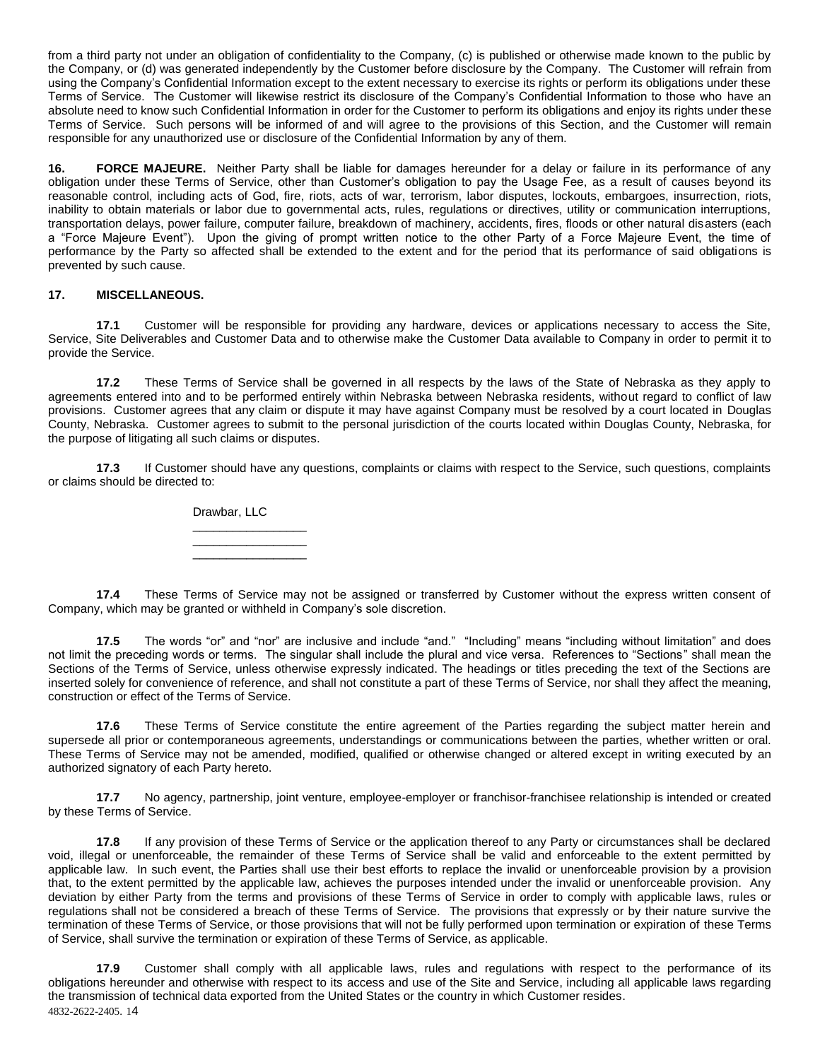from a third party not under an obligation of confidentiality to the Company, (c) is published or otherwise made known to the public by the Company, or (d) was generated independently by the Customer before disclosure by the Company. The Customer will refrain from using the Company's Confidential Information except to the extent necessary to exercise its rights or perform its obligations under these Terms of Service. The Customer will likewise restrict its disclosure of the Company's Confidential Information to those who have an absolute need to know such Confidential Information in order for the Customer to perform its obligations and enjoy its rights under these Terms of Service. Such persons will be informed of and will agree to the provisions of this Section, and the Customer will remain responsible for any unauthorized use or disclosure of the Confidential Information by any of them.

**16. FORCE MAJEURE.** Neither Party shall be liable for damages hereunder for a delay or failure in its performance of any obligation under these Terms of Service, other than Customer's obligation to pay the Usage Fee, as a result of causes beyond its reasonable control, including acts of God, fire, riots, acts of war, terrorism, labor disputes, lockouts, embargoes, insurrection, riots, inability to obtain materials or labor due to governmental acts, rules, regulations or directives, utility or communication interruptions, transportation delays, power failure, computer failure, breakdown of machinery, accidents, fires, floods or other natural disasters (each a "Force Majeure Event"). Upon the giving of prompt written notice to the other Party of a Force Majeure Event, the time of performance by the Party so affected shall be extended to the extent and for the period that its performance of said obligations is prevented by such cause.

**17. MISCELLANEOUS.**

**17.1** Customer will be responsible for providing any hardware, devices or applications necessary to access the Site, Service, Site Deliverables and Customer Data and to otherwise make the Customer Data available to Company in order to permit it to provide the Service.

**17.2** These Terms of Service shall be governed in all respects by the laws of the State of Nebraska as they apply to agreements entered into and to be performed entirely within Nebraska between Nebraska residents, without regard to conflict of law provisions. Customer agrees that any claim or dispute it may have against Company must be resolved by a court located in Douglas County, Nebraska. Customer agrees to submit to the personal jurisdiction of the courts located within Douglas County, Nebraska, for the purpose of litigating all such claims or disputes.

**17.3** If Customer should have any questions, complaints or claims with respect to the Service, such questions, complaints or claims should be directed to:

Drawbar, LLC
_________________
_________________
_________________

**17.4** These Terms of Service may not be assigned or transferred by Customer without the express written consent of Company, which may be granted or withheld in Company's sole discretion.

**17.5** The words "or" and "nor" are inclusive and include "and." "Including" means "including without limitation" and does not limit the preceding words or terms. The singular shall include the plural and vice versa. References to "Sections" shall mean the Sections of the Terms of Service, unless otherwise expressly indicated. The headings or titles preceding the text of the Sections are inserted solely for convenience of reference, and shall not constitute a part of these Terms of Service, nor shall they affect the meaning, construction or effect of the Terms of Service.

**17.6** These Terms of Service constitute the entire agreement of the Parties regarding the subject matter herein and supersede all prior or contemporaneous agreements, understandings or communications between the parties, whether written or oral. These Terms of Service may not be amended, modified, qualified or otherwise changed or altered except in writing executed by an authorized signatory of each Party hereto.

**17.7** No agency, partnership, joint venture, employee-employer or franchisor-franchisee relationship is intended or created by these Terms of Service.

**17.8** If any provision of these Terms of Service or the application thereof to any Party or circumstances shall be declared void, illegal or unenforceable, the remainder of these Terms of Service shall be valid and enforceable to the extent permitted by applicable law. In such event, the Parties shall use their best efforts to replace the invalid or unenforceable provision by a provision that, to the extent permitted by the applicable law, achieves the purposes intended under the invalid or unenforceable provision. Any deviation by either Party from the terms and provisions of these Terms of Service in order to comply with applicable laws, rules or regulations shall not be considered a breach of these Terms of Service. The provisions that expressly or by their nature survive the termination of these Terms of Service, or those provisions that will not be fully performed upon termination or expiration of these Terms of Service, shall survive the termination or expiration of these Terms of Service, as applicable.

**17.9** Customer shall comply with all applicable laws, rules and regulations with respect to the performance of its obligations hereunder and otherwise with respect to its access and use of the Site and Service, including all applicable laws regarding the transmission of technical data exported from the United States or the country in which Customer resides.

4832-2622-2405. 1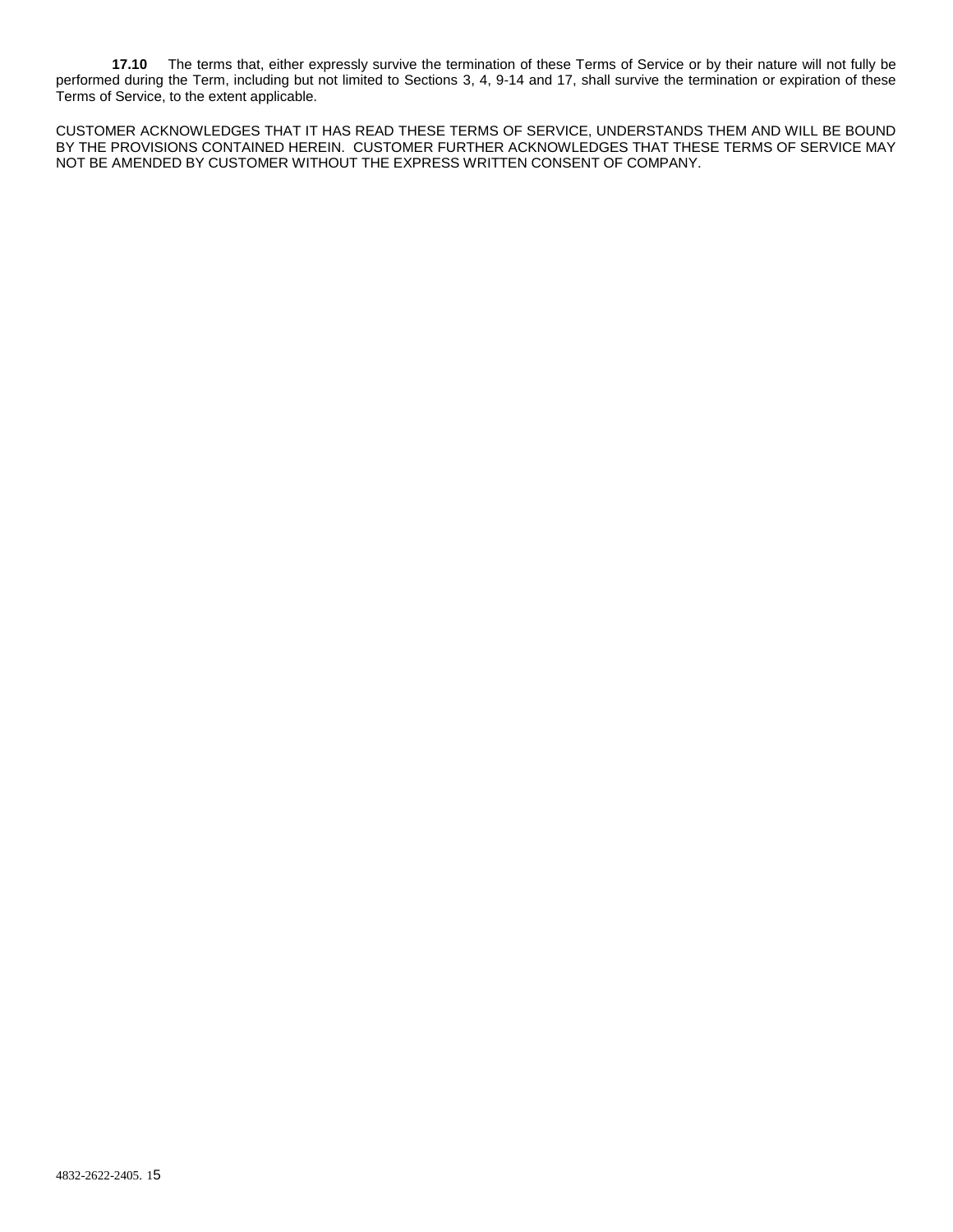**17.10** The terms that, either expressly survive the termination of these Terms of Service or by their nature will not fully be performed during the Term, including but not limited to Sections 3, 4, 9-14 and 17, shall survive the termination or expiration of these Terms of Service, to the extent applicable.

CUSTOMER ACKNOWLEDGES THAT IT HAS READ THESE TERMS OF SERVICE, UNDERSTANDS THEM AND WILL BE BOUND BY THE PROVISIONS CONTAINED HEREIN. CUSTOMER FURTHER ACKNOWLEDGES THAT THESE TERMS OF SERVICE MAY NOT BE AMENDED BY CUSTOMER WITHOUT THE EXPRESS WRITTEN CONSENT OF COMPANY.

4832-2622-2405. 1